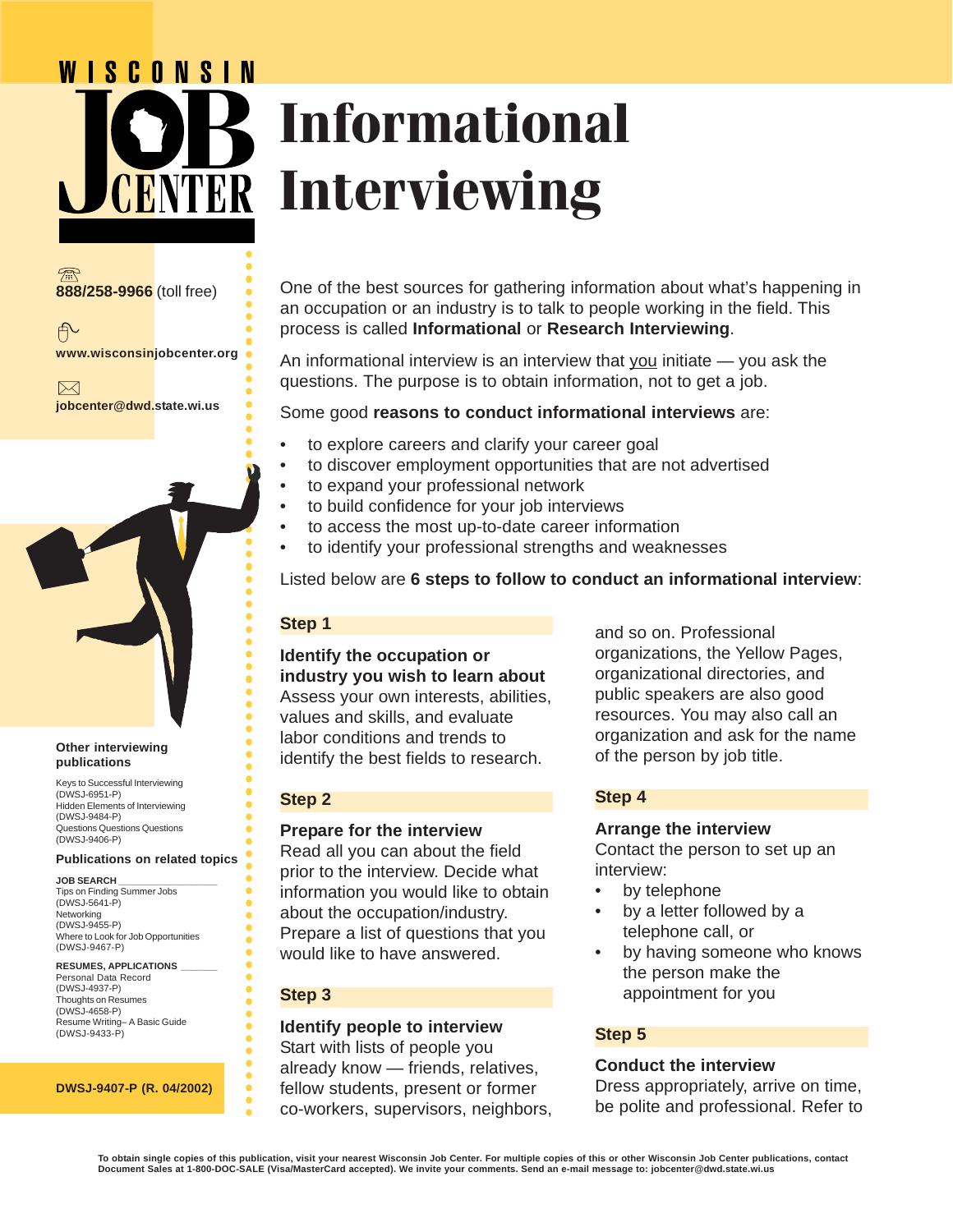WISCONSIN JOB CENTER

# Informational Interviewing

888/258-9966 (toll free)

www.wisconsinjobcenter.org

jobcenter@dwd.state.wi.us

One of the best sources for gathering information about what's happening in an occupation or an industry is to talk to people working in the field. This process is called **Informational** or **Research Interviewing**.

An informational interview is an interview that you initiate — you ask the questions. The purpose is to obtain information, not to get a job.

Some good **reasons to conduct informational interviews** are:

- to explore careers and clarify your career goal
- to discover employment opportunities that are not advertised
- to expand your professional network
- to build confidence for your job interviews
- to access the most up-to-date career information
- to identify your professional strengths and weaknesses

Listed below are **6 steps to follow to conduct an informational interview**:

## Step 1

**Identify the occupation or industry you wish to learn about**
Assess your own interests, abilities, values and skills, and evaluate labor conditions and trends to identify the best fields to research.

## Step 2

**Prepare for the interview**
Read all you can about the field prior to the interview. Decide what information you would like to obtain about the occupation/industry. Prepare a list of questions that you would like to have answered.

## Step 3

**Identify people to interview**
Start with lists of people you already know — friends, relatives, fellow students, present or former co-workers, supervisors, neighbors, and so on. Professional organizations, the Yellow Pages, organizational directories, and public speakers are also good resources. You may also call an organization and ask for the name of the person by job title.

## Step 4

**Arrange the interview**
Contact the person to set up an interview:

- by telephone
- by a letter followed by a telephone call, or
- by having someone who knows the person make the appointment for you

## Step 5

**Conduct the interview**
Dress appropriately, arrive on time, be polite and professional. Refer to

**Other interviewing publications**

Keys to Successful Interviewing (DWSJ-6951-P)
Hidden Elements of Interviewing (DWSJ-9484-P)
Questions Questions Questions (DWSJ-9406-P)

**Publications on related topics**

**JOB SEARCH**
Tips on Finding Summer Jobs (DWSJ-5641-P)
Networking (DWSJ-9455-P)
Where to Look for Job Opportunities (DWSJ-9467-P)

**RESUMES, APPLICATIONS**
Personal Data Record (DWSJ-4937-P)
Thoughts on Resumes (DWSJ-4658-P)
Resume Writing– A Basic Guide (DWSJ-9433-P)

**DWSJ-9407-P (R. 04/2002)**

To obtain single copies of this publication, visit your nearest Wisconsin Job Center. For multiple copies of this or other Wisconsin Job Center publications, contact Document Sales at 1-800-DOC-SALE (Visa/MasterCard accepted). We invite your comments. Send an e-mail message to: jobcenter@dwd.state.wi.us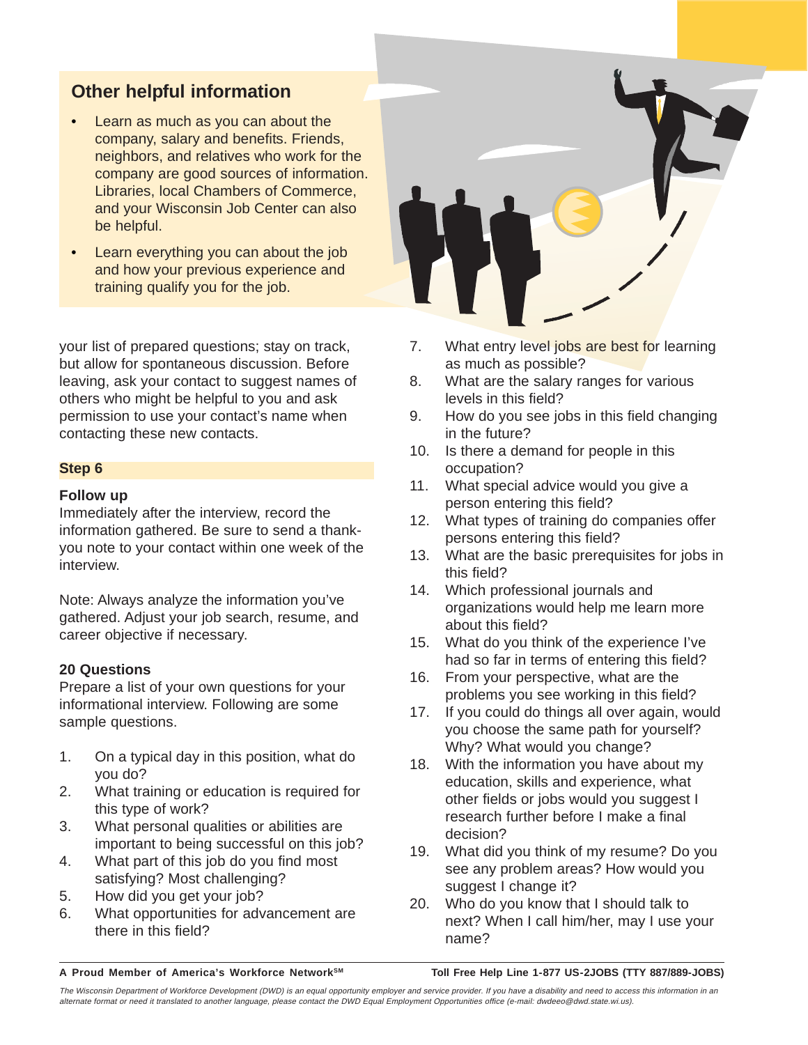## Other helpful information

- Learn as much as you can about the company, salary and benefits. Friends, neighbors, and relatives who work for the company are good sources of information. Libraries, local Chambers of Commerce, and your Wisconsin Job Center can also be helpful.
- Learn everything you can about the job and how your previous experience and training qualify you for the job.

your list of prepared questions; stay on track, but allow for spontaneous discussion. Before leaving, ask your contact to suggest names of others who might be helpful to you and ask permission to use your contact's name when contacting these new contacts.

### Step 6

**Follow up**

Immediately after the interview, record the information gathered. Be sure to send a thank-you note to your contact within one week of the interview.

Note: Always analyze the information you've gathered. Adjust your job search, resume, and career objective if necessary.

**20 Questions**

Prepare a list of your own questions for your informational interview. Following are some sample questions.

1. On a typical day in this position, what do you do?
2. What training or education is required for this type of work?
3. What personal qualities or abilities are important to being successful on this job?
4. What part of this job do you find most satisfying? Most challenging?
5. How did you get your job?
6. What opportunities for advancement are there in this field?
7. What entry level jobs are best for learning as much as possible?
8. What are the salary ranges for various levels in this field?
9. How do you see jobs in this field changing in the future?
10. Is there a demand for people in this occupation?
11. What special advice would you give a person entering this field?
12. What types of training do companies offer persons entering this field?
13. What are the basic prerequisites for jobs in this field?
14. Which professional journals and organizations would help me learn more about this field?
15. What do you think of the experience I've had so far in terms of entering this field?
16. From your perspective, what are the problems you see working in this field?
17. If you could do things all over again, would you choose the same path for yourself? Why? What would you change?
18. With the information you have about my education, skills and experience, what other fields or jobs would you suggest I research further before I make a final decision?
19. What did you think of my resume? Do you see any problem areas? How would you suggest I change it?
20. Who do you know that I should talk to next? When I call him/her, may I use your name?

**A Proud Member of America's Workforce Network^SM** **Toll Free Help Line 1-877 US-2JOBS (TTY 887/889-JOBS)**

*The Wisconsin Department of Workforce Development (DWD) is an equal opportunity employer and service provider. If you have a disability and need to access this information in an alternate format or need it translated to another language, please contact the DWD Equal Employment Opportunities office (e-mail: dwdeeo@dwd.state.wi.us).*